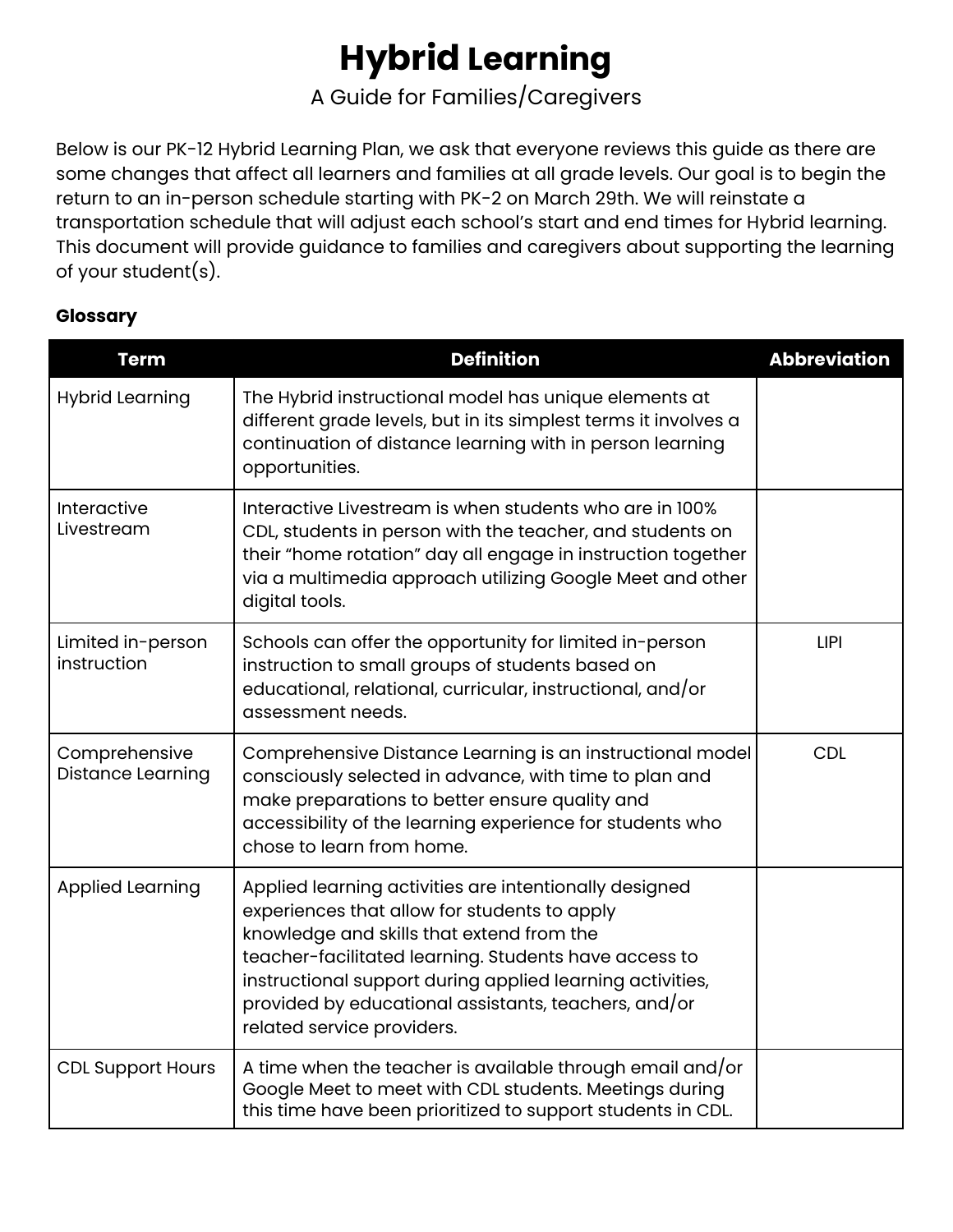# Hybrid Learning

A Guide for Families/Caregivers

Below is our PK-12 Hybrid Learning Plan, we ask that everyone reviews this guide as there are some changes that affect all learners and families at all grade levels. Our goal is to begin the return to an in-person schedule starting with PK-2 on March 29th. We will reinstate a transportation schedule that will adjust each school's start and end times for Hybrid learning. This document will provide guidance to families and caregivers about supporting the learning of your student(s).

**Glossary**

| Term | Definition | Abbreviation |
| --- | --- | --- |
| Hybrid Learning | The Hybrid instructional model has unique elements at different grade levels, but in its simplest terms it involves a continuation of distance learning with in person learning opportunities. | |
| Interactive Livestream | Interactive Livestream is when students who are in 100% CDL, students in person with the teacher, and students on their "home rotation" day all engage in instruction together via a multimedia approach utilizing Google Meet and other digital tools. | |
| Limited in-person instruction | Schools can offer the opportunity for limited in-person instruction to small groups of students based on educational, relational, curricular, instructional, and/or assessment needs. | LIPI |
| Comprehensive Distance Learning | Comprehensive Distance Learning is an instructional model consciously selected in advance, with time to plan and make preparations to better ensure quality and accessibility of the learning experience for students who chose to learn from home. | CDL |
| Applied Learning | Applied learning activities are intentionally designed experiences that allow for students to apply knowledge and skills that extend from the teacher-facilitated learning. Students have access to instructional support during applied learning activities, provided by educational assistants, teachers, and/or related service providers. | |
| CDL Support Hours | A time when the teacher is available through email and/or Google Meet to meet with CDL students. Meetings during this time have been prioritized to support students in CDL. | |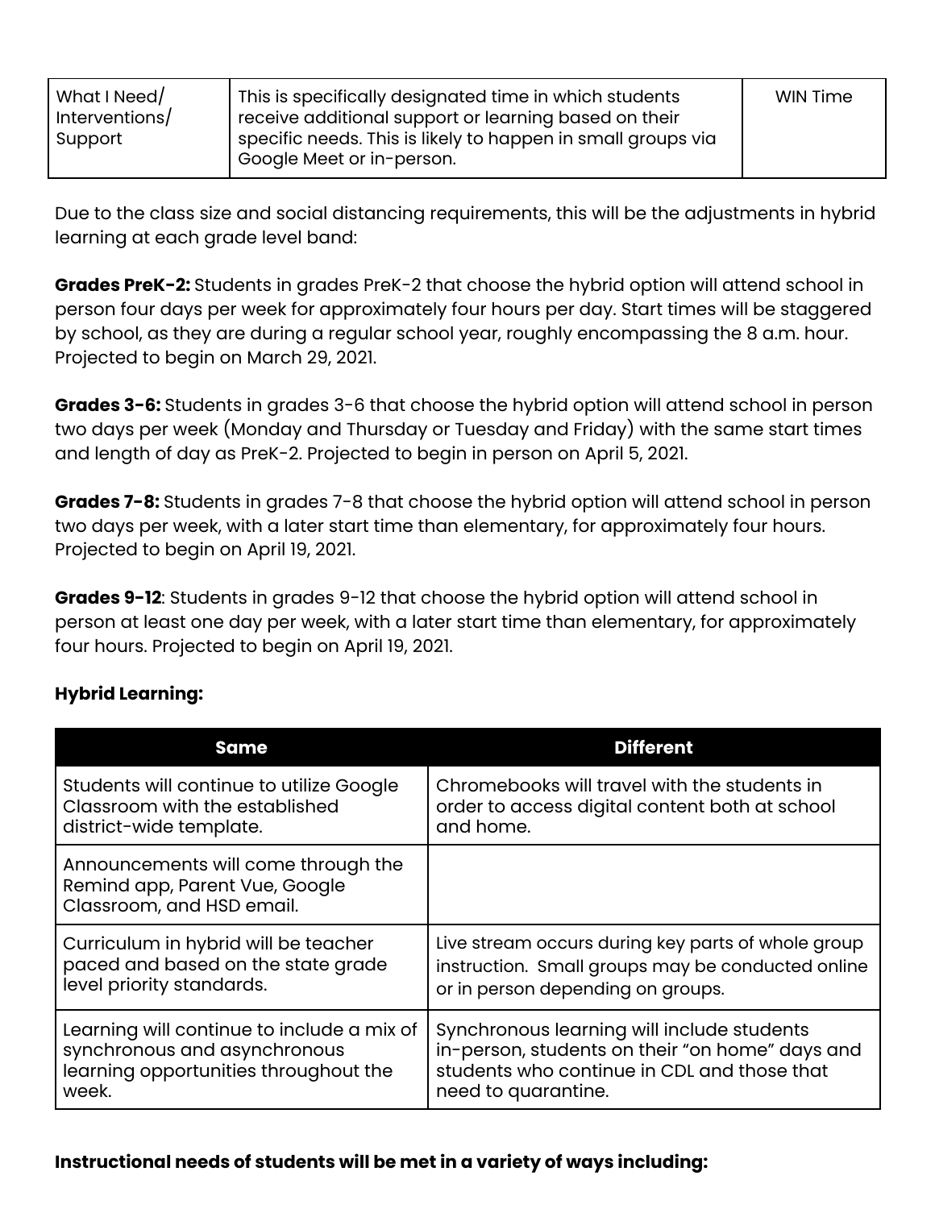| What I Need/ Interventions/ Support | This is specifically designated time in which students receive additional support or learning based on their specific needs. This is likely to happen in small groups via Google Meet or in-person. | WIN Time |
|---|---|---|

Due to the class size and social distancing requirements, this will be the adjustments in hybrid learning at each grade level band:

**Grades PreK-2:** Students in grades PreK-2 that choose the hybrid option will attend school in person four days per week for approximately four hours per day. Start times will be staggered by school, as they are during a regular school year, roughly encompassing the 8 a.m. hour. Projected to begin on March 29, 2021.

**Grades 3-6:** Students in grades 3-6 that choose the hybrid option will attend school in person two days per week (Monday and Thursday or Tuesday and Friday) with the same start times and length of day as PreK-2. Projected to begin in person on April 5, 2021.

**Grades 7-8:** Students in grades 7-8 that choose the hybrid option will attend school in person two days per week, with a later start time than elementary, for approximately four hours. Projected to begin on April 19, 2021.

**Grades 9-12**: Students in grades 9-12 that choose the hybrid option will attend school in person at least one day per week, with a later start time than elementary, for approximately four hours. Projected to begin on April 19, 2021.

**Hybrid Learning:**

| Same | Different |
|---|---|
| Students will continue to utilize Google Classroom with the established district-wide template. | Chromebooks will travel with the students in order to access digital content both at school and home. |
| Announcements will come through the Remind app, Parent Vue, Google Classroom, and HSD email. | |
| Curriculum in hybrid will be teacher paced and based on the state grade level priority standards. | Live stream occurs during key parts of whole group instruction. Small groups may be conducted online or in person depending on groups. |
| Learning will continue to include a mix of synchronous and asynchronous learning opportunities throughout the week. | Synchronous learning will include students in-person, students on their "on home" days and students who continue in CDL and those that need to quarantine. |

**Instructional needs of students will be met in a variety of ways including:**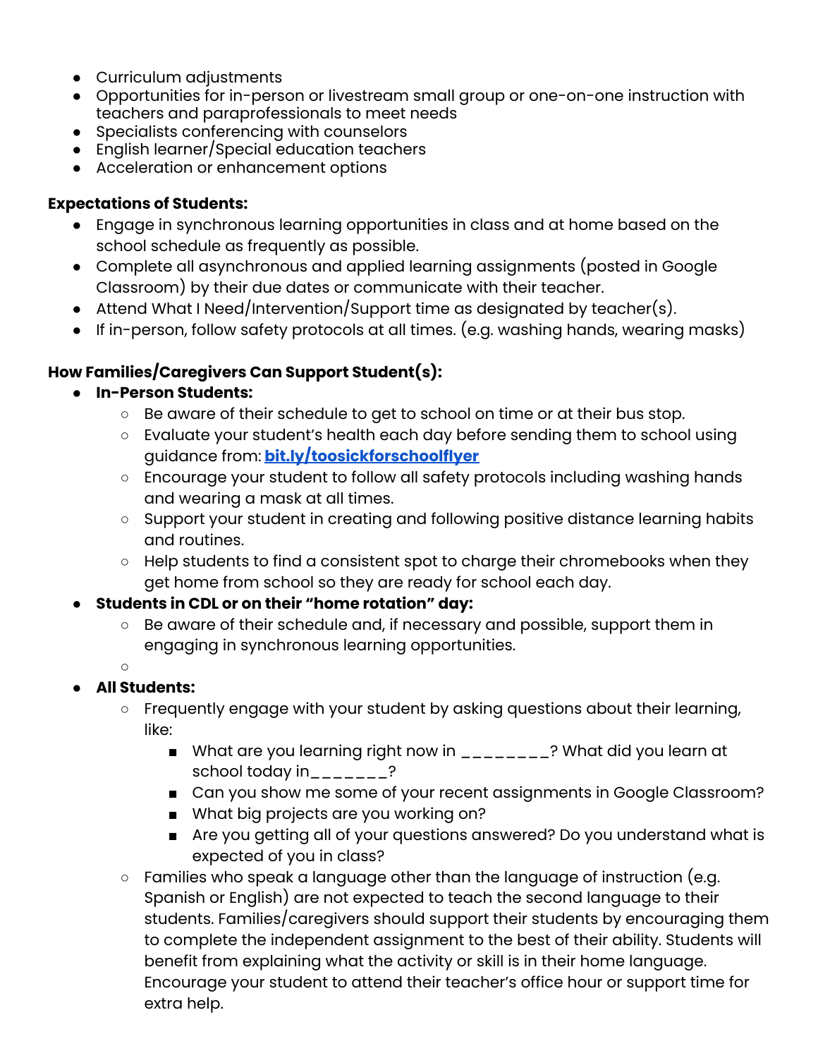- Curriculum adjustments
- Opportunities for in-person or livestream small group or one-on-one instruction with teachers and paraprofessionals to meet needs
- Specialists conferencing with counselors
- English learner/Special education teachers
- Acceleration or enhancement options

**Expectations of Students:**

- Engage in synchronous learning opportunities in class and at home based on the school schedule as frequently as possible.
- Complete all asynchronous and applied learning assignments (posted in Google Classroom) by their due dates or communicate with their teacher.
- Attend What I Need/Intervention/Support time as designated by teacher(s).
- If in-person, follow safety protocols at all times. (e.g. washing hands, wearing masks)

**How Families/Caregivers Can Support Student(s):**

- **In-Person Students:**
  - Be aware of their schedule to get to school on time or at their bus stop.
  - Evaluate your student's health each day before sending them to school using guidance from: **bit.ly/toosickforschoolflyer**
  - Encourage your student to follow all safety protocols including washing hands and wearing a mask at all times.
  - Support your student in creating and following positive distance learning habits and routines.
  - Help students to find a consistent spot to charge their chromebooks when they get home from school so they are ready for school each day.
- **Students in CDL or on their "home rotation" day:**
  - Be aware of their schedule and, if necessary and possible, support them in engaging in synchronous learning opportunities.
  - 
- **All Students:**
  - Frequently engage with your student by asking questions about their learning, like:
    - What are you learning right now in ________? What did you learn at school today in_______?
    - Can you show me some of your recent assignments in Google Classroom?
    - What big projects are you working on?
    - Are you getting all of your questions answered? Do you understand what is expected of you in class?
  - Families who speak a language other than the language of instruction (e.g. Spanish or English) are not expected to teach the second language to their students. Families/caregivers should support their students by encouraging them to complete the independent assignment to the best of their ability. Students will benefit from explaining what the activity or skill is in their home language. Encourage your student to attend their teacher's office hour or support time for extra help.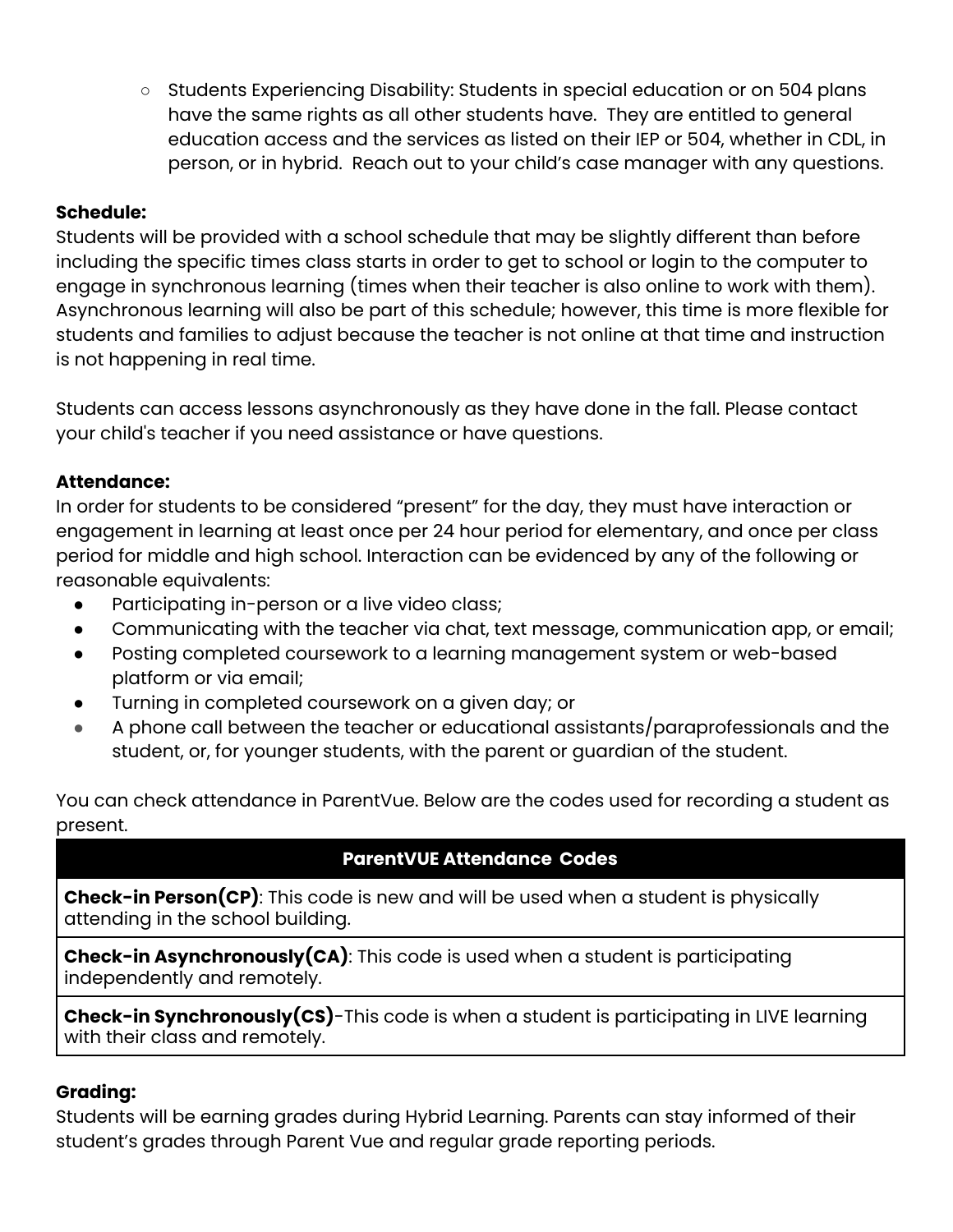- Students Experiencing Disability: Students in special education or on 504 plans have the same rights as all other students have. They are entitled to general education access and the services as listed on their IEP or 504, whether in CDL, in person, or in hybrid. Reach out to your child's case manager with any questions.

**Schedule:**
Students will be provided with a school schedule that may be slightly different than before including the specific times class starts in order to get to school or login to the computer to engage in synchronous learning (times when their teacher is also online to work with them). Asynchronous learning will also be part of this schedule; however, this time is more flexible for students and families to adjust because the teacher is not online at that time and instruction is not happening in real time.

Students can access lessons asynchronously as they have done in the fall. Please contact your child's teacher if you need assistance or have questions.

**Attendance:**
In order for students to be considered "present" for the day, they must have interaction or engagement in learning at least once per 24 hour period for elementary, and once per class period for middle and high school. Interaction can be evidenced by any of the following or reasonable equivalents:

- Participating in-person or a live video class;
- Communicating with the teacher via chat, text message, communication app, or email;
- Posting completed coursework to a learning management system or web-based platform or via email;
- Turning in completed coursework on a given day; or
- A phone call between the teacher or educational assistants/paraprofessionals and the student, or, for younger students, with the parent or guardian of the student.

You can check attendance in ParentVue. Below are the codes used for recording a student as present.

| ParentVUE Attendance Codes |
|---|
| **Check-in Person(CP)**: This code is new and will be used when a student is physically attending in the school building. |
| **Check-in Asynchronously(CA)**: This code is used when a student is participating independently and remotely. |
| **Check-in Synchronously(CS)**-This code is when a student is participating in LIVE learning with their class and remotely. |

**Grading:**
Students will be earning grades during Hybrid Learning. Parents can stay informed of their student's grades through Parent Vue and regular grade reporting periods.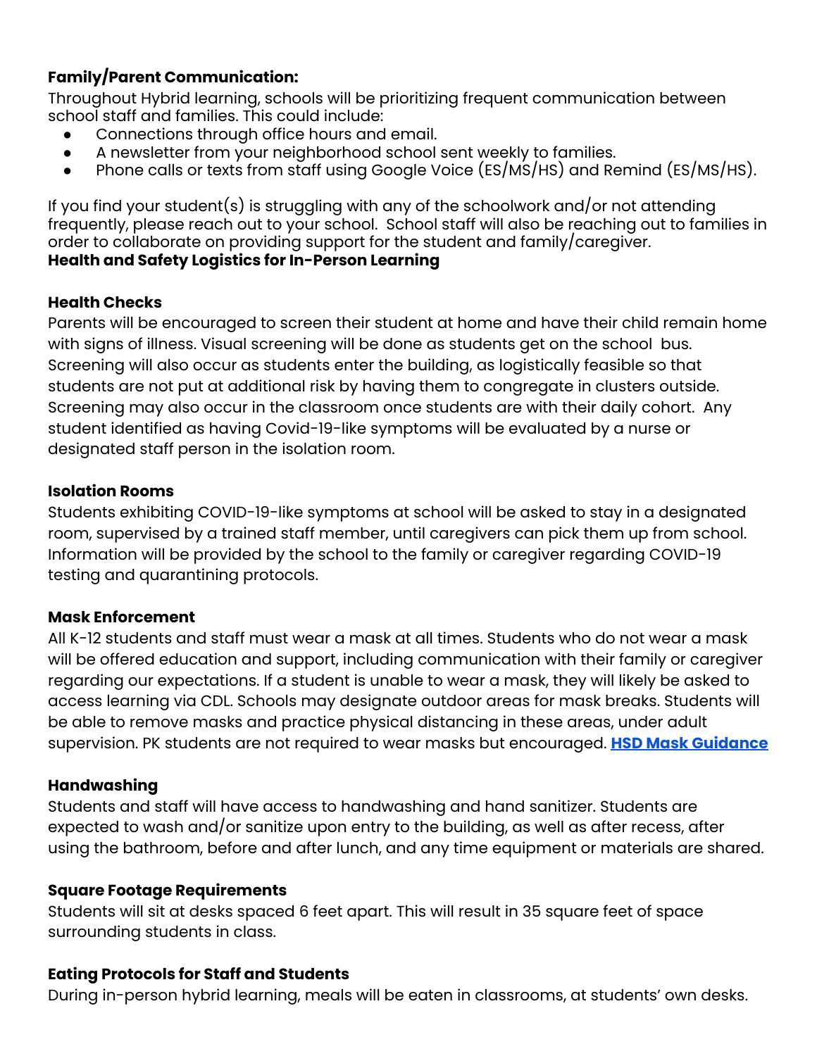**Family/Parent Communication:**

Throughout Hybrid learning, schools will be prioritizing frequent communication between school staff and families. This could include:

- Connections through office hours and email.
- A newsletter from your neighborhood school sent weekly to families.
- Phone calls or texts from staff using Google Voice (ES/MS/HS) and Remind (ES/MS/HS).

If you find your student(s) is struggling with any of the schoolwork and/or not attending frequently, please reach out to your school. School staff will also be reaching out to families in order to collaborate on providing support for the student and family/caregiver.

**Health and Safety Logistics for In-Person Learning**

**Health Checks**

Parents will be encouraged to screen their student at home and have their child remain home with signs of illness. Visual screening will be done as students get on the school bus. Screening will also occur as students enter the building, as logistically feasible so that students are not put at additional risk by having them to congregate in clusters outside. Screening may also occur in the classroom once students are with their daily cohort. Any student identified as having Covid-19-like symptoms will be evaluated by a nurse or designated staff person in the isolation room.

**Isolation Rooms**

Students exhibiting COVID-19-like symptoms at school will be asked to stay in a designated room, supervised by a trained staff member, until caregivers can pick them up from school. Information will be provided by the school to the family or caregiver regarding COVID-19 testing and quarantining protocols.

**Mask Enforcement**

All K-12 students and staff must wear a mask at all times. Students who do not wear a mask will be offered education and support, including communication with their family or caregiver regarding our expectations. If a student is unable to wear a mask, they will likely be asked to access learning via CDL. Schools may designate outdoor areas for mask breaks. Students will be able to remove masks and practice physical distancing in these areas, under adult supervision. PK students are not required to wear masks but encouraged. **HSD Mask Guidance**

**Handwashing**

Students and staff will have access to handwashing and hand sanitizer. Students are expected to wash and/or sanitize upon entry to the building, as well as after recess, after using the bathroom, before and after lunch, and any time equipment or materials are shared.

**Square Footage Requirements**

Students will sit at desks spaced 6 feet apart. This will result in 35 square feet of space surrounding students in class.

**Eating Protocols for Staff and Students**

During in-person hybrid learning, meals will be eaten in classrooms, at students' own desks.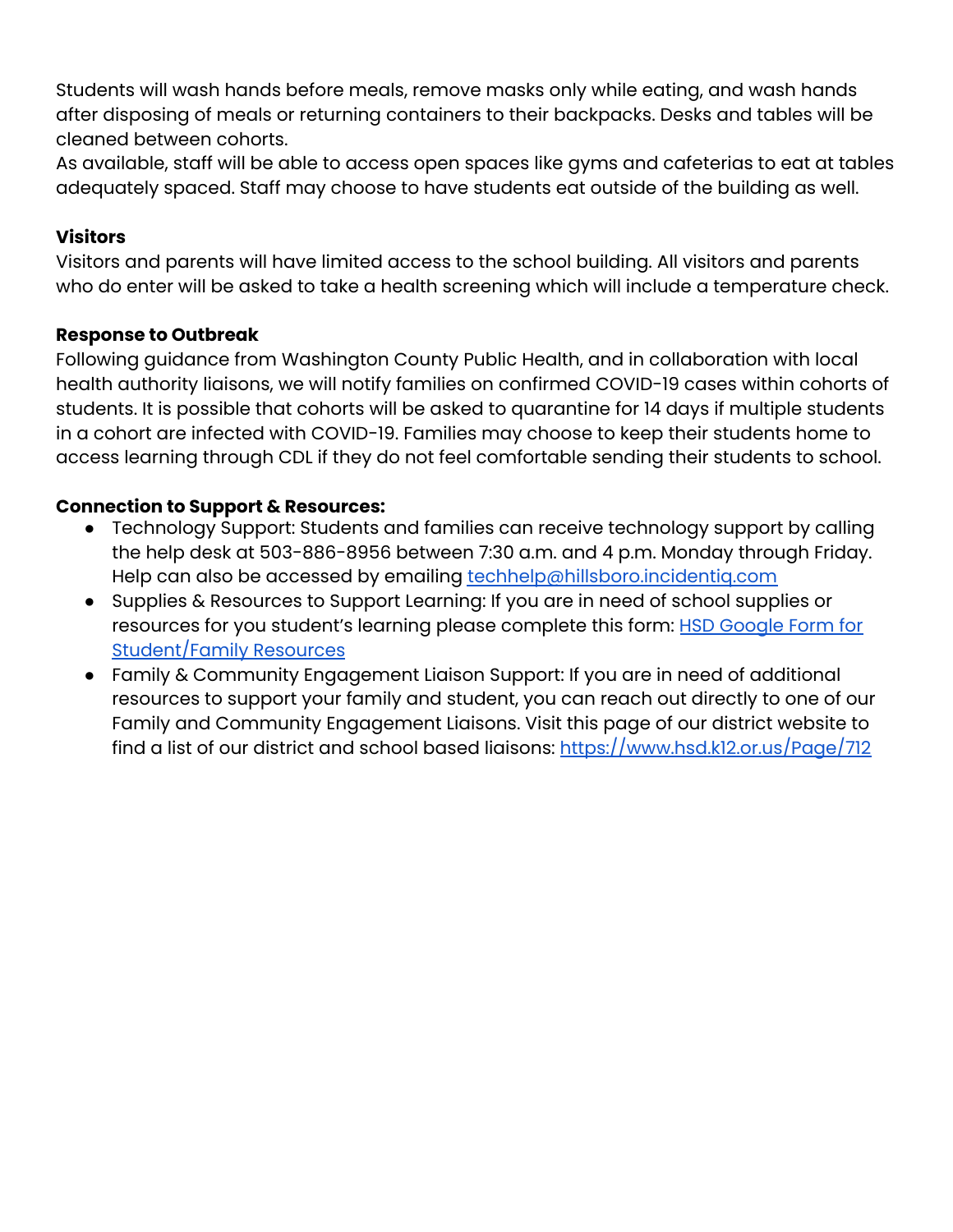Students will wash hands before meals, remove masks only while eating, and wash hands after disposing of meals or returning containers to their backpacks. Desks and tables will be cleaned between cohorts.
As available, staff will be able to access open spaces like gyms and cafeterias to eat at tables adequately spaced. Staff may choose to have students eat outside of the building as well.

**Visitors**
Visitors and parents will have limited access to the school building. All visitors and parents who do enter will be asked to take a health screening which will include a temperature check.

**Response to Outbreak**
Following guidance from Washington County Public Health, and in collaboration with local health authority liaisons, we will notify families on confirmed COVID-19 cases within cohorts of students. It is possible that cohorts will be asked to quarantine for 14 days if multiple students in a cohort are infected with COVID-19. Families may choose to keep their students home to access learning through CDL if they do not feel comfortable sending their students to school.

**Connection to Support & Resources:**

- Technology Support: Students and families can receive technology support by calling the help desk at 503-886-8956 between 7:30 a.m. and 4 p.m. Monday through Friday. Help can also be accessed by emailing techhelp@hillsboro.incidentiq.com
- Supplies & Resources to Support Learning: If you are in need of school supplies or resources for you student's learning please complete this form: HSD Google Form for Student/Family Resources
- Family & Community Engagement Liaison Support: If you are in need of additional resources to support your family and student, you can reach out directly to one of our Family and Community Engagement Liaisons. Visit this page of our district website to find a list of our district and school based liaisons: https://www.hsd.k12.or.us/Page/712